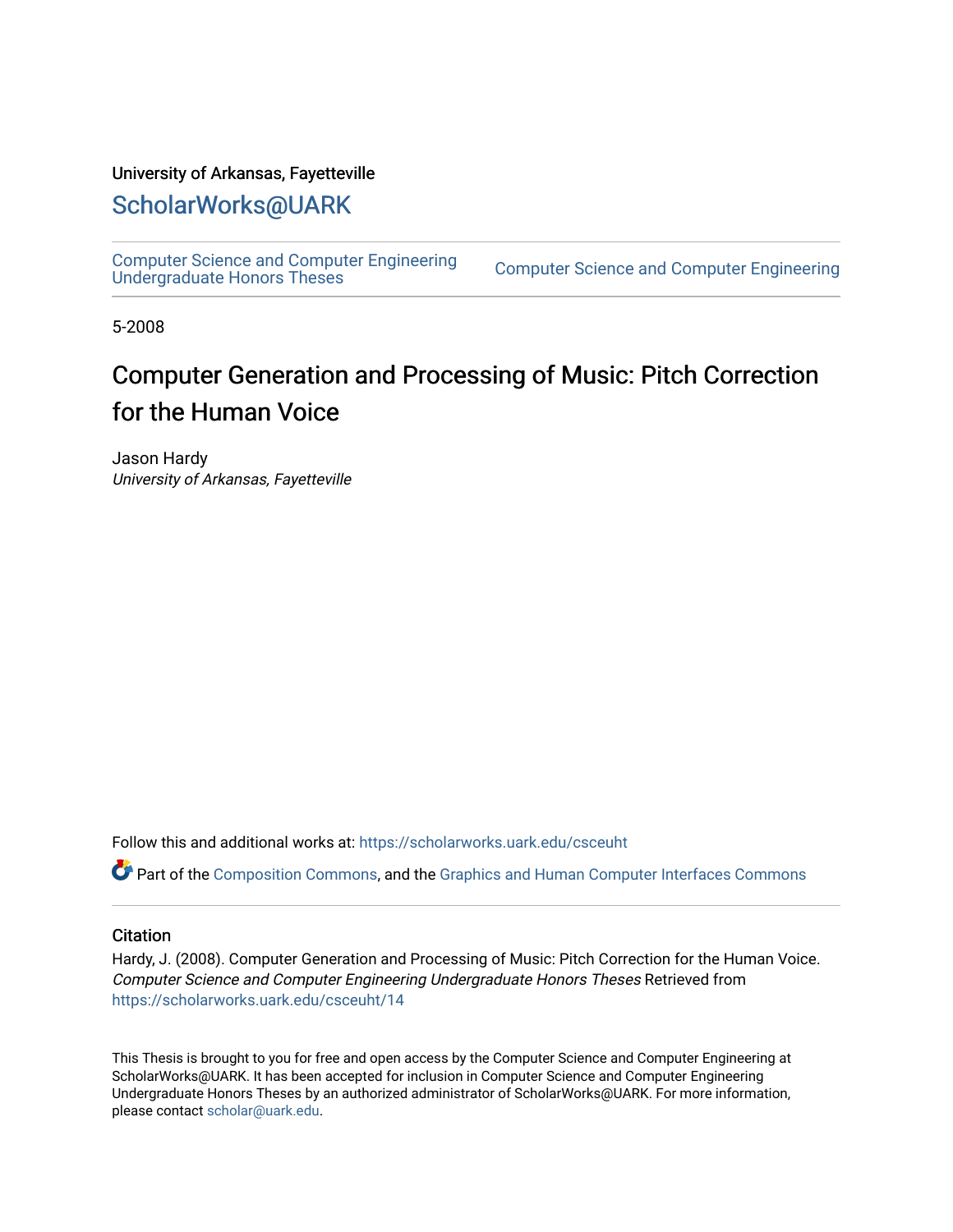University of Arkansas, Fayetteville

## ScholarWorks@UARK

Computer Science and Computer Engineering Undergraduate Honors Theses | Computer Science and Computer Engineering

5-2008

# Computer Generation and Processing of Music: Pitch Correction for the Human Voice

Jason Hardy
*University of Arkansas, Fayetteville*

Follow this and additional works at: https://scholarworks.uark.edu/csceuht

Part of the Composition Commons, and the Graphics and Human Computer Interfaces Commons

### Citation

Hardy, J. (2008). Computer Generation and Processing of Music: Pitch Correction for the Human Voice. *Computer Science and Computer Engineering Undergraduate Honors Theses* Retrieved from https://scholarworks.uark.edu/csceuht/14

This Thesis is brought to you for free and open access by the Computer Science and Computer Engineering at ScholarWorks@UARK. It has been accepted for inclusion in Computer Science and Computer Engineering Undergraduate Honors Theses by an authorized administrator of ScholarWorks@UARK. For more information, please contact scholar@uark.edu.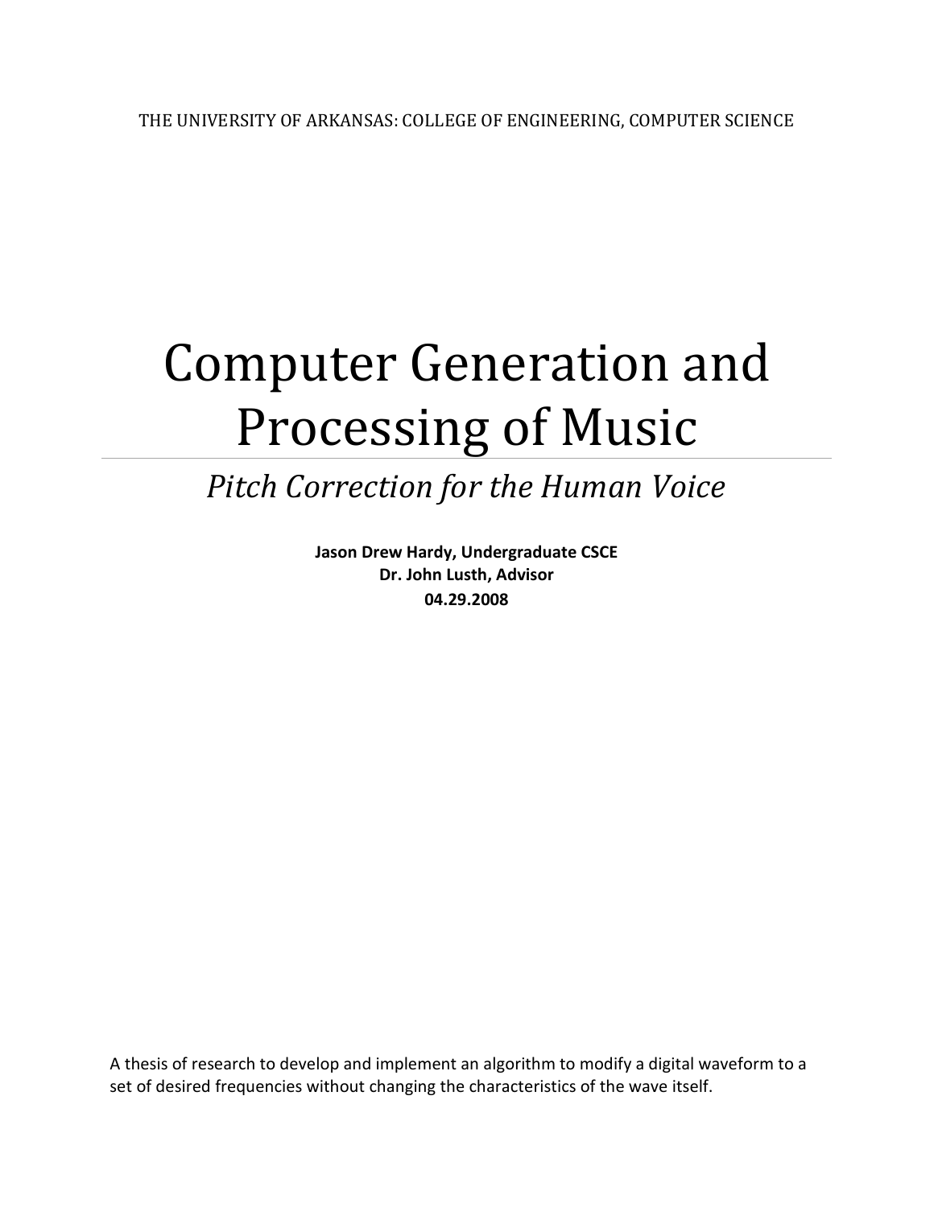THE UNIVERSITY OF ARKANSAS: COLLEGE OF ENGINEERING, COMPUTER SCIENCE

# Computer Generation and Processing of Music

## *Pitch Correction for the Human Voice*

**Jason Drew Hardy, Undergraduate CSCE**
**Dr. John Lusth, Advisor**
**04.29.2008**

A thesis of research to develop and implement an algorithm to modify a digital waveform to a set of desired frequencies without changing the characteristics of the wave itself.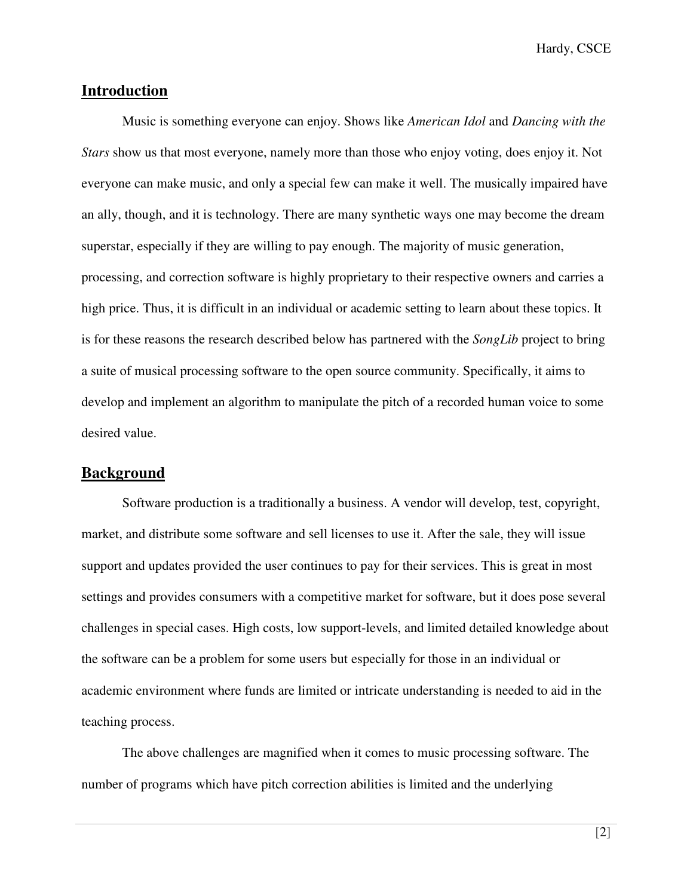## Introduction

Music is something everyone can enjoy. Shows like *American Idol* and *Dancing with the Stars* show us that most everyone, namely more than those who enjoy voting, does enjoy it. Not everyone can make music, and only a special few can make it well. The musically impaired have an ally, though, and it is technology. There are many synthetic ways one may become the dream superstar, especially if they are willing to pay enough. The majority of music generation, processing, and correction software is highly proprietary to their respective owners and carries a high price. Thus, it is difficult in an individual or academic setting to learn about these topics. It is for these reasons the research described below has partnered with the *SongLib* project to bring a suite of musical processing software to the open source community. Specifically, it aims to develop and implement an algorithm to manipulate the pitch of a recorded human voice to some desired value.

## Background

Software production is a traditionally a business. A vendor will develop, test, copyright, market, and distribute some software and sell licenses to use it. After the sale, they will issue support and updates provided the user continues to pay for their services. This is great in most settings and provides consumers with a competitive market for software, but it does pose several challenges in special cases. High costs, low support-levels, and limited detailed knowledge about the software can be a problem for some users but especially for those in an individual or academic environment where funds are limited or intricate understanding is needed to aid in the teaching process.

The above challenges are magnified when it comes to music processing software. The number of programs which have pitch correction abilities is limited and the underlying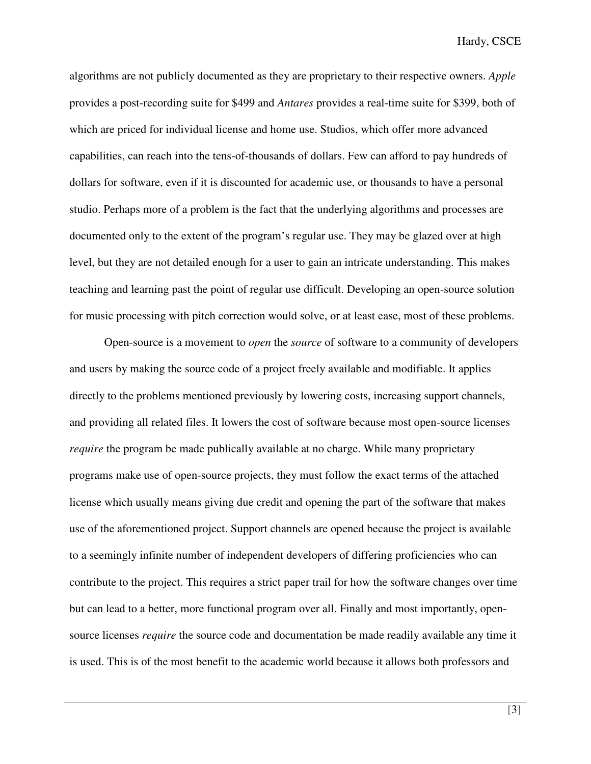algorithms are not publicly documented as they are proprietary to their respective owners. *Apple* provides a post-recording suite for $499 and *Antares* provides a real-time suite for $399, both of which are priced for individual license and home use. Studios, which offer more advanced capabilities, can reach into the tens-of-thousands of dollars. Few can afford to pay hundreds of dollars for software, even if it is discounted for academic use, or thousands to have a personal studio. Perhaps more of a problem is the fact that the underlying algorithms and processes are documented only to the extent of the program's regular use. They may be glazed over at high level, but they are not detailed enough for a user to gain an intricate understanding. This makes teaching and learning past the point of regular use difficult. Developing an open-source solution for music processing with pitch correction would solve, or at least ease, most of these problems.

Open-source is a movement to *open* the *source* of software to a community of developers and users by making the source code of a project freely available and modifiable. It applies directly to the problems mentioned previously by lowering costs, increasing support channels, and providing all related files. It lowers the cost of software because most open-source licenses *require* the program be made publically available at no charge. While many proprietary programs make use of open-source projects, they must follow the exact terms of the attached license which usually means giving due credit and opening the part of the software that makes use of the aforementioned project. Support channels are opened because the project is available to a seemingly infinite number of independent developers of differing proficiencies who can contribute to the project. This requires a strict paper trail for how the software changes over time but can lead to a better, more functional program over all. Finally and most importantly, open-source licenses *require* the source code and documentation be made readily available any time it is used. This is of the most benefit to the academic world because it allows both professors and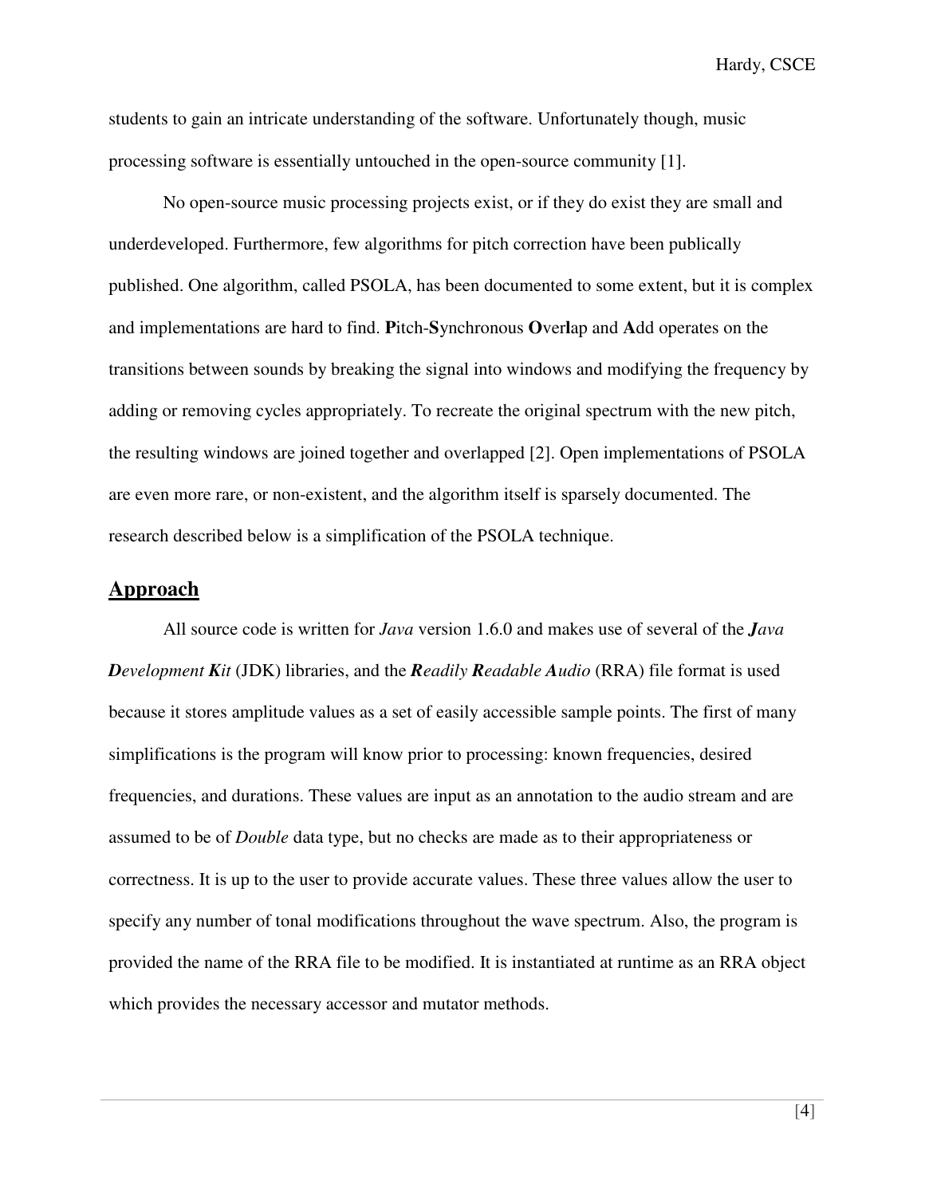students to gain an intricate understanding of the software. Unfortunately though, music processing software is essentially untouched in the open-source community [1].

No open-source music processing projects exist, or if they do exist they are small and underdeveloped. Furthermore, few algorithms for pitch correction have been publically published. One algorithm, called PSOLA, has been documented to some extent, but it is complex and implementations are hard to find. **P**itch-**S**ynchronous **O**ver**l**ap and **A**dd operates on the transitions between sounds by breaking the signal into windows and modifying the frequency by adding or removing cycles appropriately. To recreate the original spectrum with the new pitch, the resulting windows are joined together and overlapped [2]. Open implementations of PSOLA are even more rare, or non-existent, and the algorithm itself is sparsely documented. The research described below is a simplification of the PSOLA technique.

## Approach

All source code is written for *Java* version 1.6.0 and makes use of several of the ***J**ava **D**evelopment **K**it* (JDK) libraries, and the ***R**eadily **R**eadable **A**udio* (RRA) file format is used because it stores amplitude values as a set of easily accessible sample points. The first of many simplifications is the program will know prior to processing: known frequencies, desired frequencies, and durations. These values are input as an annotation to the audio stream and are assumed to be of *Double* data type, but no checks are made as to their appropriateness or correctness. It is up to the user to provide accurate values. These three values allow the user to specify any number of tonal modifications throughout the wave spectrum. Also, the program is provided the name of the RRA file to be modified. It is instantiated at runtime as an RRA object which provides the necessary accessor and mutator methods.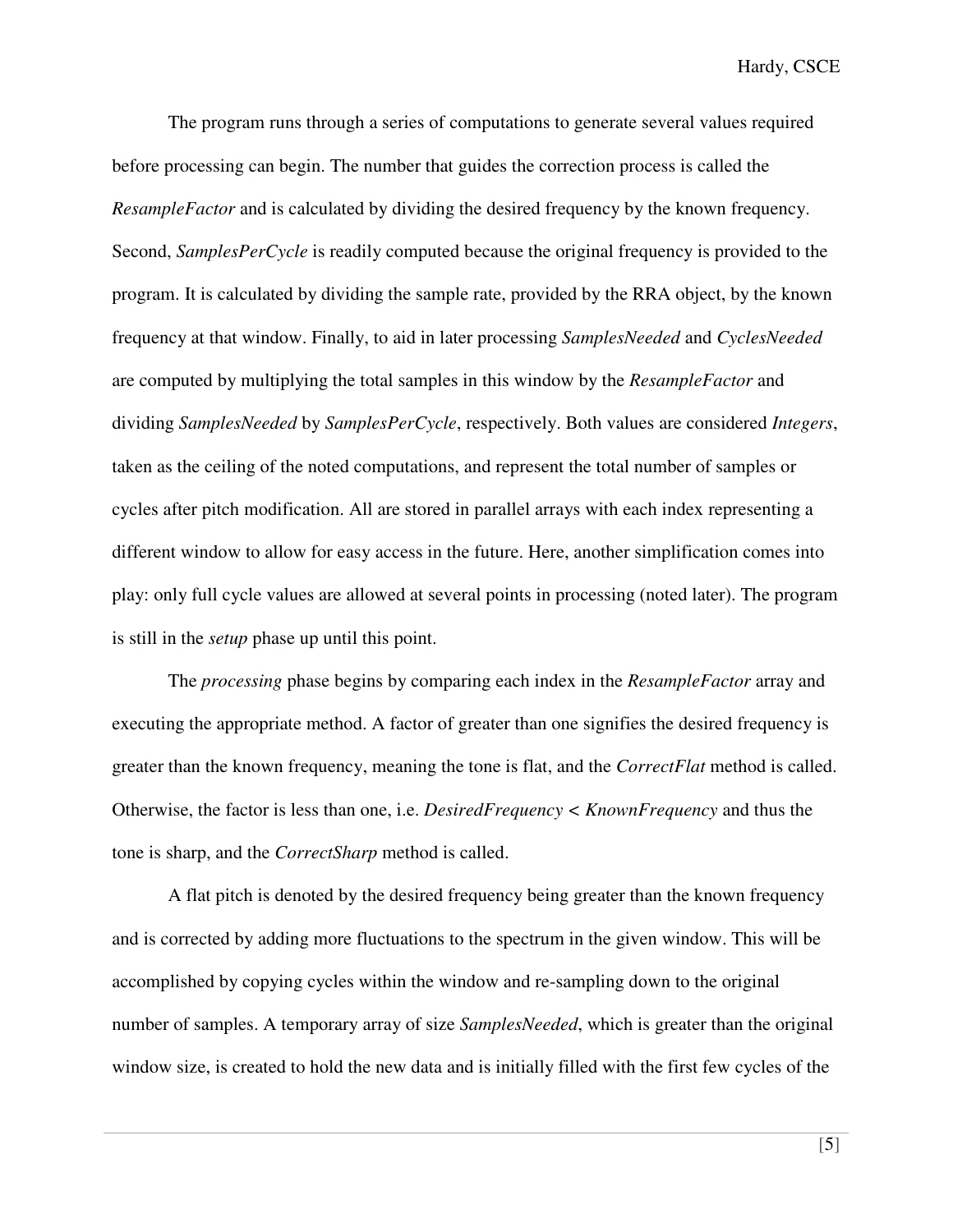The program runs through a series of computations to generate several values required before processing can begin. The number that guides the correction process is called the *ResampleFactor* and is calculated by dividing the desired frequency by the known frequency. Second, *SamplesPerCycle* is readily computed because the original frequency is provided to the program. It is calculated by dividing the sample rate, provided by the RRA object, by the known frequency at that window. Finally, to aid in later processing *SamplesNeeded* and *CyclesNeeded* are computed by multiplying the total samples in this window by the *ResampleFactor* and dividing *SamplesNeeded* by *SamplesPerCycle*, respectively. Both values are considered *Integers*, taken as the ceiling of the noted computations, and represent the total number of samples or cycles after pitch modification. All are stored in parallel arrays with each index representing a different window to allow for easy access in the future. Here, another simplification comes into play: only full cycle values are allowed at several points in processing (noted later). The program is still in the *setup* phase up until this point.

The *processing* phase begins by comparing each index in the *ResampleFactor* array and executing the appropriate method. A factor of greater than one signifies the desired frequency is greater than the known frequency, meaning the tone is flat, and the *CorrectFlat* method is called. Otherwise, the factor is less than one, i.e. *DesiredFrequency* < *KnownFrequency* and thus the tone is sharp, and the *CorrectSharp* method is called.

A flat pitch is denoted by the desired frequency being greater than the known frequency and is corrected by adding more fluctuations to the spectrum in the given window. This will be accomplished by copying cycles within the window and re-sampling down to the original number of samples. A temporary array of size *SamplesNeeded*, which is greater than the original window size, is created to hold the new data and is initially filled with the first few cycles of the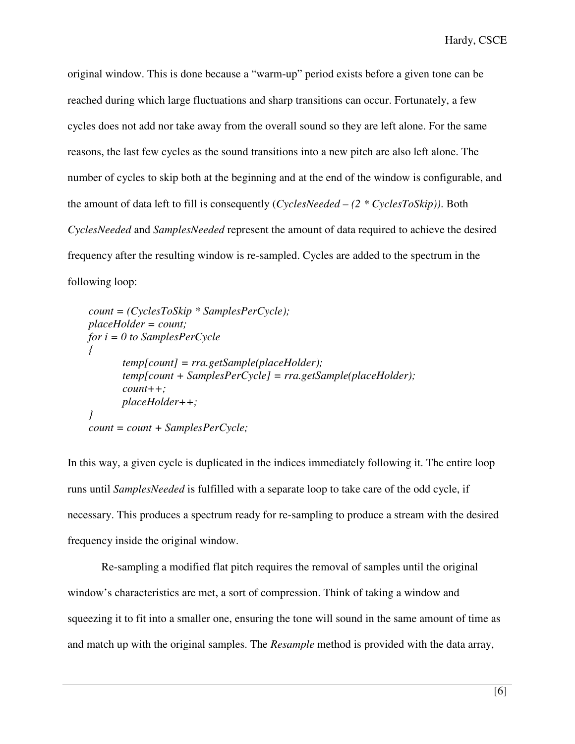original window. This is done because a "warm-up" period exists before a given tone can be reached during which large fluctuations and sharp transitions can occur. Fortunately, a few cycles does not add nor take away from the overall sound so they are left alone. For the same reasons, the last few cycles as the sound transitions into a new pitch are also left alone. The number of cycles to skip both at the beginning and at the end of the window is configurable, and the amount of data left to fill is consequently (*CyclesNeeded – (2 * CyclesToSkip))*. Both *CyclesNeeded* and *SamplesNeeded* represent the amount of data required to achieve the desired frequency after the resulting window is re-sampled. Cycles are added to the spectrum in the following loop:

```
count = (CyclesToSkip * SamplesPerCycle);
placeHolder = count;
for i = 0 to SamplesPerCycle
{
        temp[count] = rra.getSample(placeHolder);
        temp[count + SamplesPerCycle] = rra.getSample(placeHolder);
        count++;
        placeHolder++;
}
count = count + SamplesPerCycle;
```

In this way, a given cycle is duplicated in the indices immediately following it. The entire loop runs until *SamplesNeeded* is fulfilled with a separate loop to take care of the odd cycle, if necessary. This produces a spectrum ready for re-sampling to produce a stream with the desired frequency inside the original window.

Re-sampling a modified flat pitch requires the removal of samples until the original window's characteristics are met, a sort of compression. Think of taking a window and squeezing it to fit into a smaller one, ensuring the tone will sound in the same amount of time as and match up with the original samples. The *Resample* method is provided with the data array,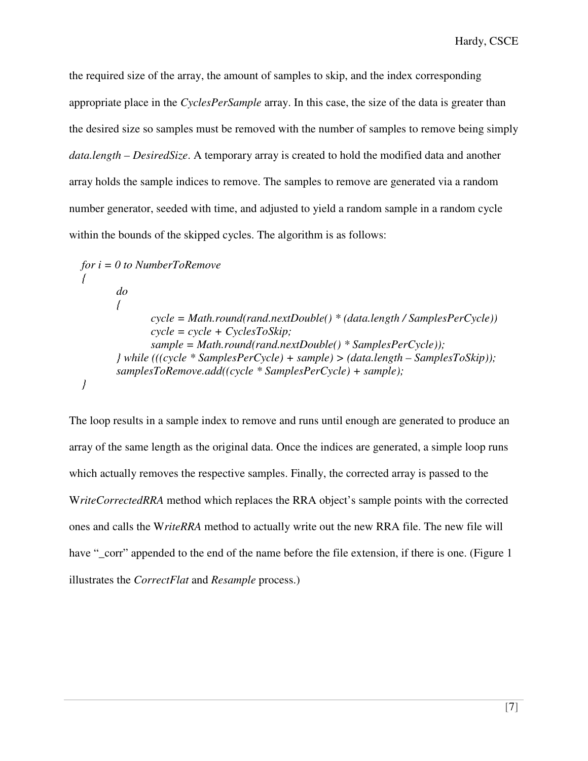the required size of the array, the amount of samples to skip, and the index corresponding appropriate place in the *CyclesPerSample* array. In this case, the size of the data is greater than the desired size so samples must be removed with the number of samples to remove being simply *data.length – DesiredSize*. A temporary array is created to hold the modified data and another array holds the sample indices to remove. The samples to remove are generated via a random number generator, seeded with time, and adjusted to yield a random sample in a random cycle within the bounds of the skipped cycles. The algorithm is as follows:

```
for i = 0 to NumberToRemove
{
        do
        {
                cycle = Math.round(rand.nextDouble() * (data.length / SamplesPerCycle))
                cycle = cycle + CyclesToSkip;
                sample = Math.round(rand.nextDouble() * SamplesPerCycle));
        } while (((cycle * SamplesPerCycle) + sample) > (data.length – SamplesToSkip));
        samplesToRemove.add((cycle * SamplesPerCycle) + sample);
}
```

The loop results in a sample index to remove and runs until enough are generated to produce an array of the same length as the original data. Once the indices are generated, a simple loop runs which actually removes the respective samples. Finally, the corrected array is passed to the W*riteCorrectedRRA* method which replaces the RRA object's sample points with the corrected ones and calls the W*riteRRA* method to actually write out the new RRA file. The new file will have "_corr" appended to the end of the name before the file extension, if there is one. (Figure 1 illustrates the *CorrectFlat* and *Resample* process.)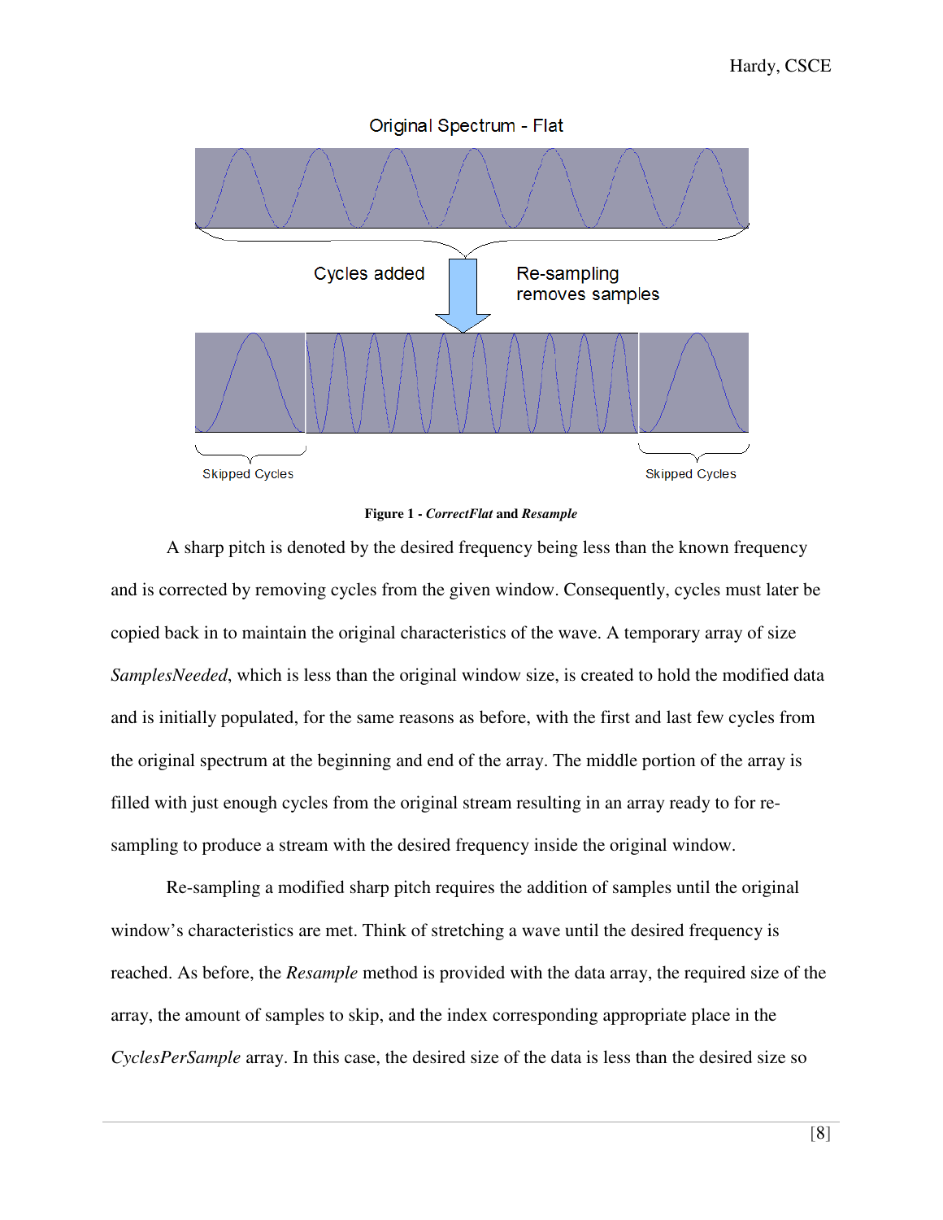Original Spectrum - Flat

Cycles added

Re-sampling removes samples

Skipped Cycles

Skipped Cycles

**Figure 1 - *CorrectFlat* and *Resample***

A sharp pitch is denoted by the desired frequency being less than the known frequency and is corrected by removing cycles from the given window. Consequently, cycles must later be copied back in to maintain the original characteristics of the wave. A temporary array of size *SamplesNeeded*, which is less than the original window size, is created to hold the modified data and is initially populated, for the same reasons as before, with the first and last few cycles from the original spectrum at the beginning and end of the array. The middle portion of the array is filled with just enough cycles from the original stream resulting in an array ready to for re-sampling to produce a stream with the desired frequency inside the original window.

Re-sampling a modified sharp pitch requires the addition of samples until the original window's characteristics are met. Think of stretching a wave until the desired frequency is reached. As before, the *Resample* method is provided with the data array, the required size of the array, the amount of samples to skip, and the index corresponding appropriate place in the *CyclesPerSample* array. In this case, the desired size of the data is less than the desired size so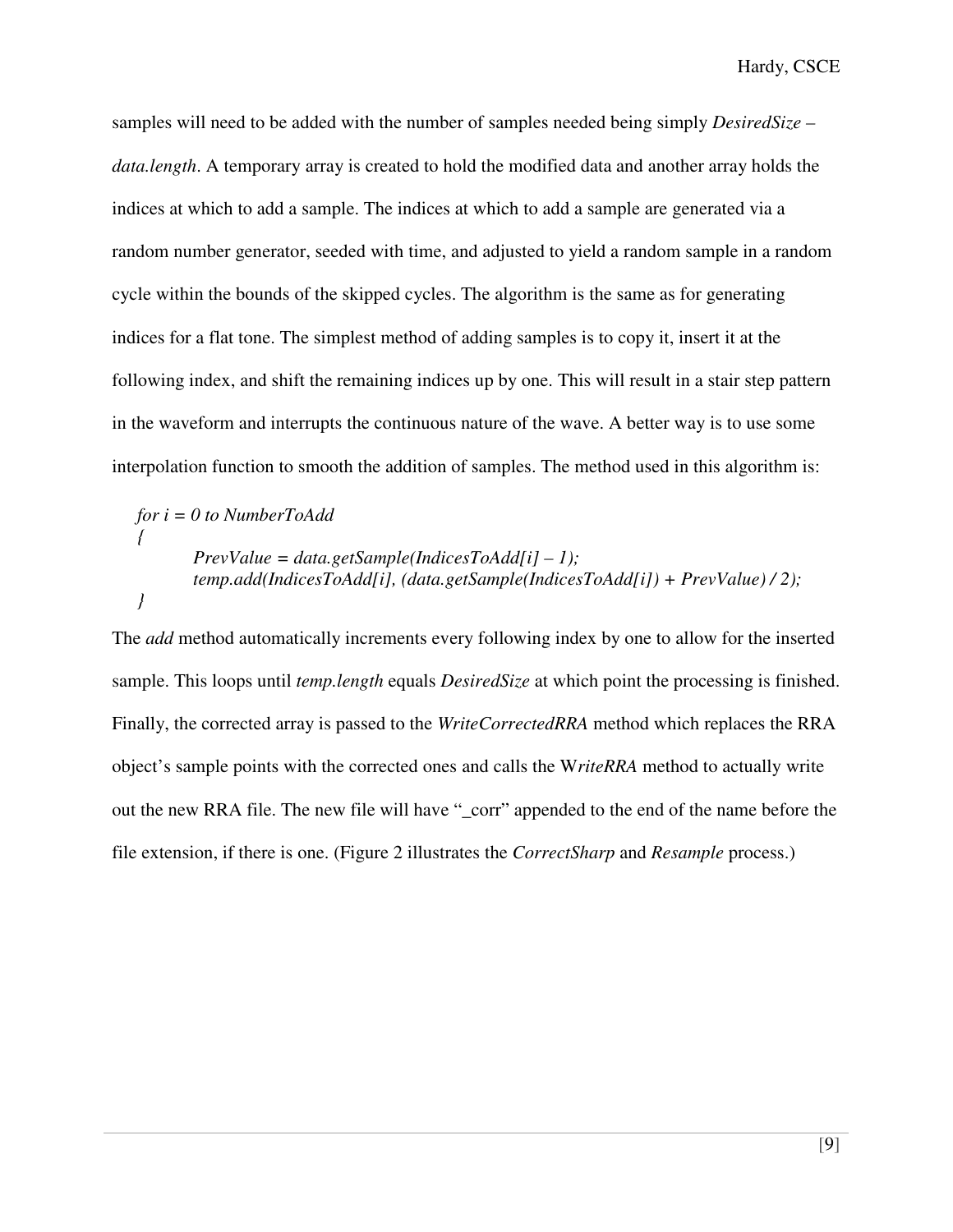samples will need to be added with the number of samples needed being simply *DesiredSize – data.length*. A temporary array is created to hold the modified data and another array holds the indices at which to add a sample. The indices at which to add a sample are generated via a random number generator, seeded with time, and adjusted to yield a random sample in a random cycle within the bounds of the skipped cycles. The algorithm is the same as for generating indices for a flat tone. The simplest method of adding samples is to copy it, insert it at the following index, and shift the remaining indices up by one. This will result in a stair step pattern in the waveform and interrupts the continuous nature of the wave. A better way is to use some interpolation function to smooth the addition of samples. The method used in this algorithm is:

```
for i = 0 to NumberToAdd
{
        PrevValue = data.getSample(IndicesToAdd[i] – 1);
        temp.add(IndicesToAdd[i], (data.getSample(IndicesToAdd[i]) + PrevValue) / 2);
}
```

The *add* method automatically increments every following index by one to allow for the inserted sample. This loops until *temp.length* equals *DesiredSize* at which point the processing is finished. Finally, the corrected array is passed to the *WriteCorrectedRRA* method which replaces the RRA object's sample points with the corrected ones and calls the W*riteRRA* method to actually write out the new RRA file. The new file will have "_corr" appended to the end of the name before the file extension, if there is one. (Figure 2 illustrates the *CorrectSharp* and *Resample* process.)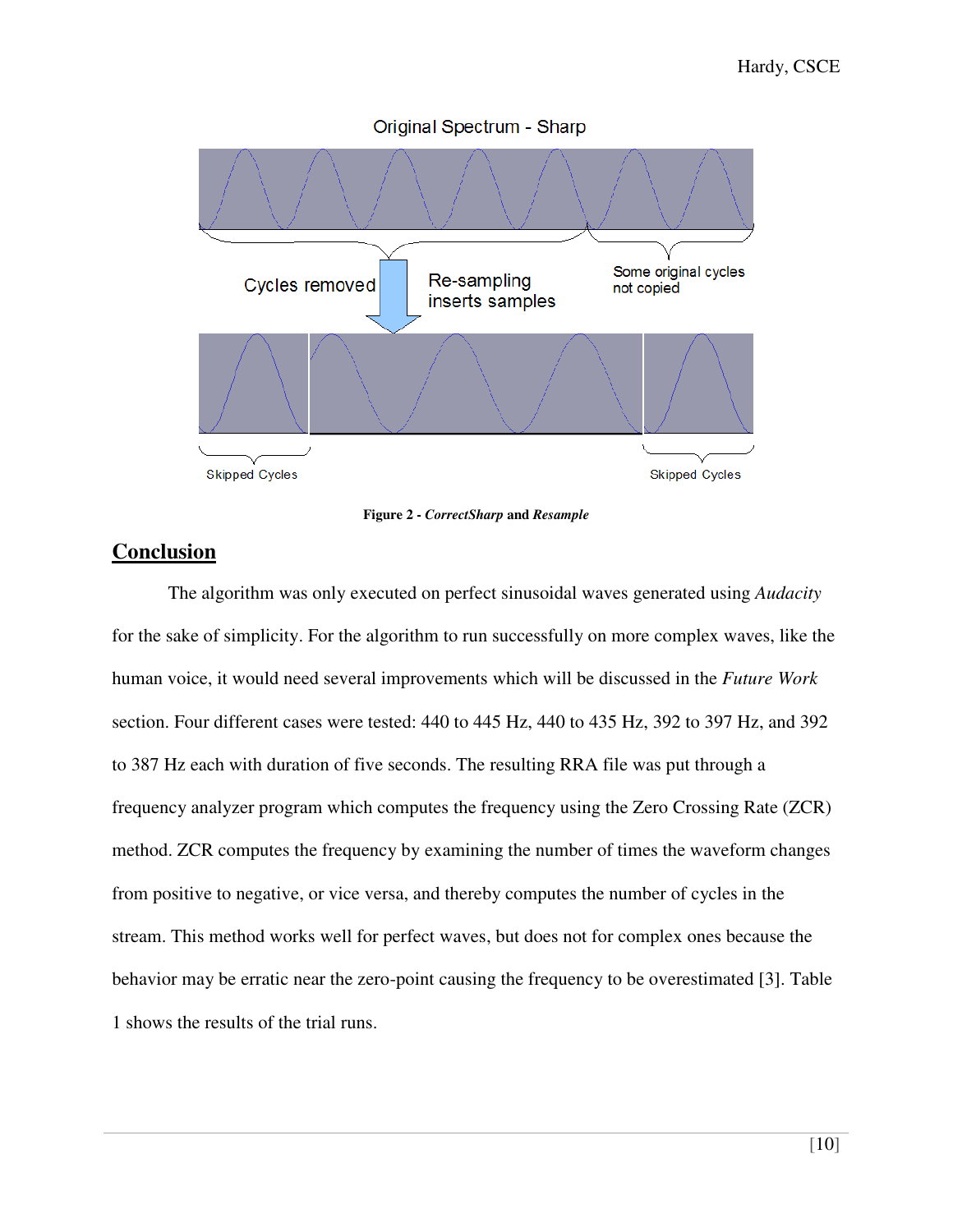Figure 2 - ***CorrectSharp* and *Resample***

## Conclusion

The algorithm was only executed on perfect sinusoidal waves generated using *Audacity* for the sake of simplicity. For the algorithm to run successfully on more complex waves, like the human voice, it would need several improvements which will be discussed in the *Future Work* section. Four different cases were tested: 440 to 445 Hz, 440 to 435 Hz, 392 to 397 Hz, and 392 to 387 Hz each with duration of five seconds. The resulting RRA file was put through a frequency analyzer program which computes the frequency using the Zero Crossing Rate (ZCR) method. ZCR computes the frequency by examining the number of times the waveform changes from positive to negative, or vice versa, and thereby computes the number of cycles in the stream. This method works well for perfect waves, but does not for complex ones because the behavior may be erratic near the zero-point causing the frequency to be overestimated [3]. Table 1 shows the results of the trial runs.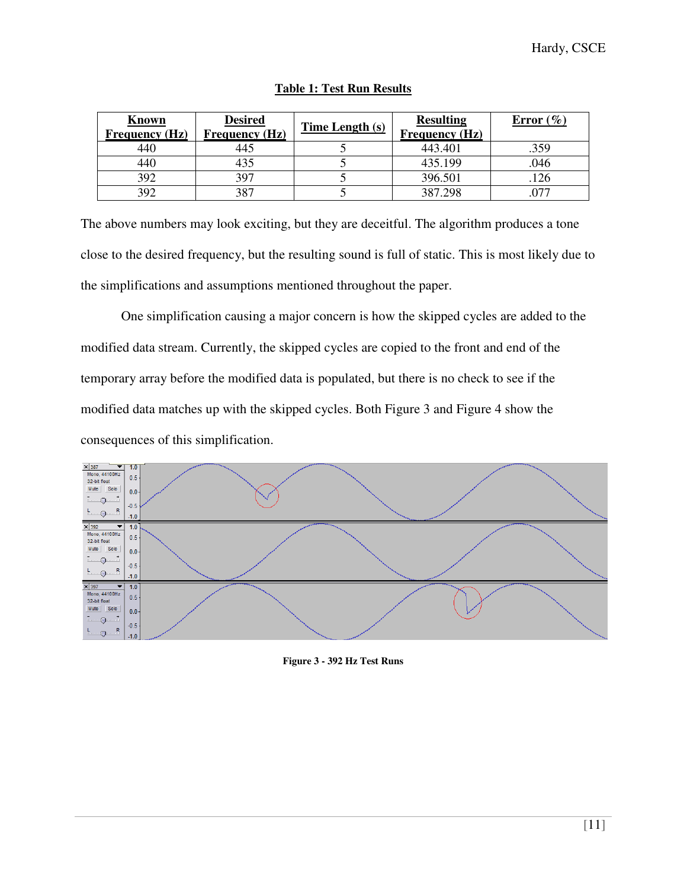**Table 1: Test Run Results**

| Known Frequency (Hz) | Desired Frequency (Hz) | Time Length (s) | Resulting Frequency (Hz) | Error (%) |
|---|---|---|---|---|
| 440 | 445 | 5 | 443.401 | .359 |
| 440 | 435 | 5 | 435.199 | .046 |
| 392 | 397 | 5 | 396.501 | .126 |
| 392 | 387 | 5 | 387.298 | .077 |

The above numbers may look exciting, but they are deceitful. The algorithm produces a tone close to the desired frequency, but the resulting sound is full of static. This is most likely due to the simplifications and assumptions mentioned throughout the paper.

One simplification causing a major concern is how the skipped cycles are added to the modified data stream. Currently, the skipped cycles are copied to the front and end of the temporary array before the modified data is populated, but there is no check to see if the modified data matches up with the skipped cycles. Both Figure 3 and Figure 4 show the consequences of this simplification.

**Figure 3 - 392 Hz Test Runs**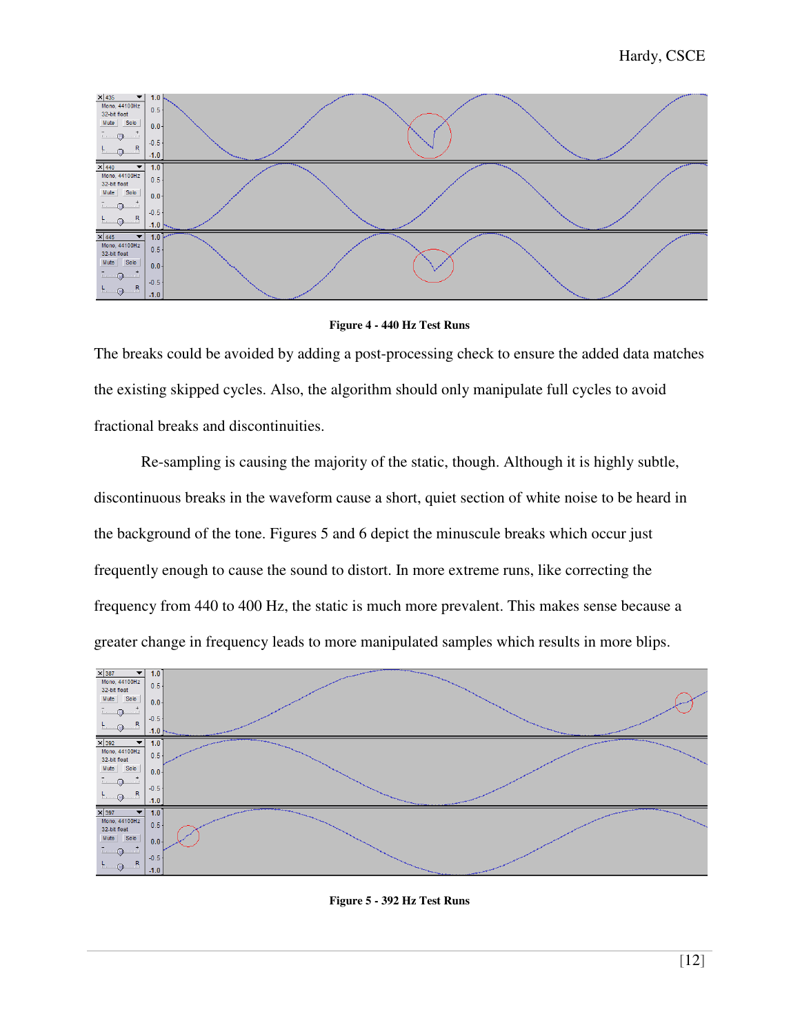**Figure 4 - 440 Hz Test Runs**

The breaks could be avoided by adding a post-processing check to ensure the added data matches the existing skipped cycles. Also, the algorithm should only manipulate full cycles to avoid fractional breaks and discontinuities.

Re-sampling is causing the majority of the static, though. Although it is highly subtle, discontinuous breaks in the waveform cause a short, quiet section of white noise to be heard in the background of the tone. Figures 5 and 6 depict the minuscule breaks which occur just frequently enough to cause the sound to distort. In more extreme runs, like correcting the frequency from 440 to 400 Hz, the static is much more prevalent. This makes sense because a greater change in frequency leads to more manipulated samples which results in more blips.

**Figure 5 - 392 Hz Test Runs**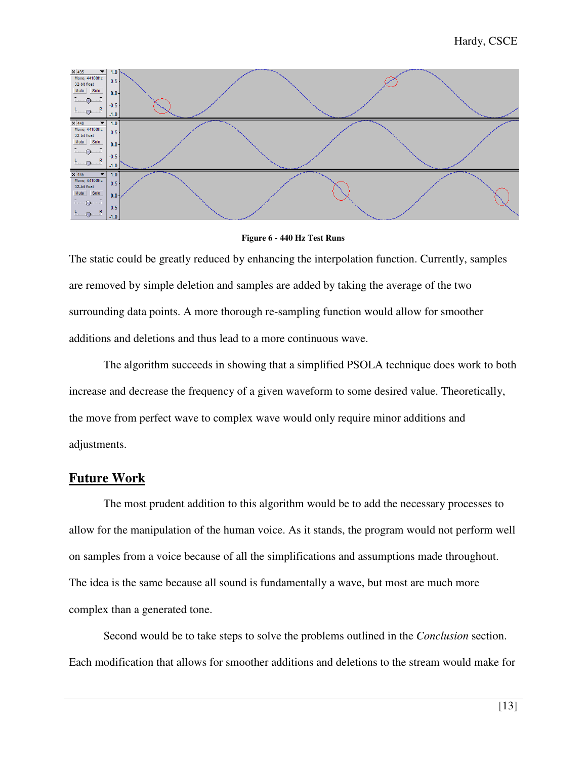**Figure 6 - 440 Hz Test Runs**

The static could be greatly reduced by enhancing the interpolation function. Currently, samples are removed by simple deletion and samples are added by taking the average of the two surrounding data points. A more thorough re-sampling function would allow for smoother additions and deletions and thus lead to a more continuous wave.

The algorithm succeeds in showing that a simplified PSOLA technique does work to both increase and decrease the frequency of a given waveform to some desired value. Theoretically, the move from perfect wave to complex wave would only require minor additions and adjustments.

## Future Work

The most prudent addition to this algorithm would be to add the necessary processes to allow for the manipulation of the human voice. As it stands, the program would not perform well on samples from a voice because of all the simplifications and assumptions made throughout. The idea is the same because all sound is fundamentally a wave, but most are much more complex than a generated tone.

Second would be to take steps to solve the problems outlined in the *Conclusion* section. Each modification that allows for smoother additions and deletions to the stream would make for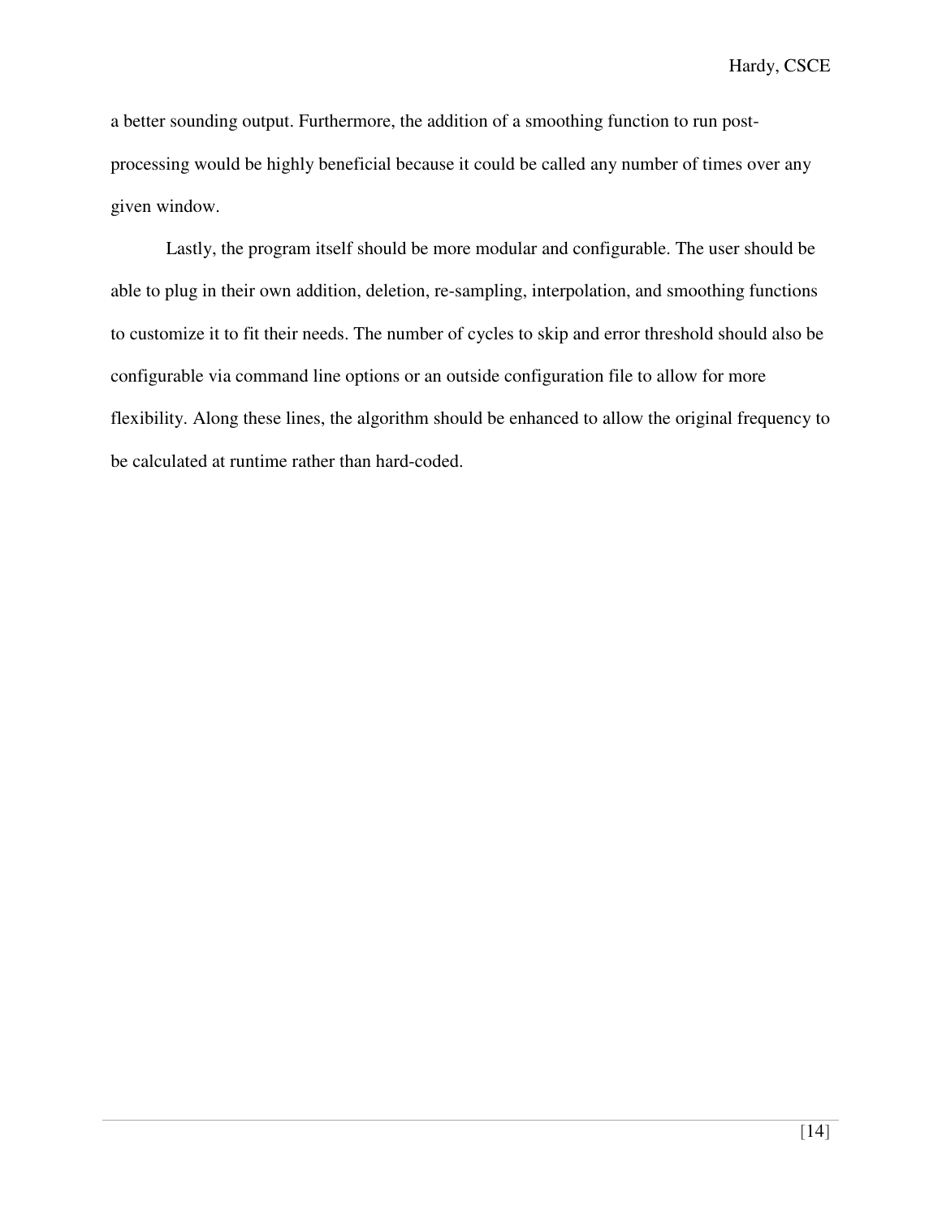a better sounding output. Furthermore, the addition of a smoothing function to run post-processing would be highly beneficial because it could be called any number of times over any given window.

Lastly, the program itself should be more modular and configurable. The user should be able to plug in their own addition, deletion, re-sampling, interpolation, and smoothing functions to customize it to fit their needs. The number of cycles to skip and error threshold should also be configurable via command line options or an outside configuration file to allow for more flexibility. Along these lines, the algorithm should be enhanced to allow the original frequency to be calculated at runtime rather than hard-coded.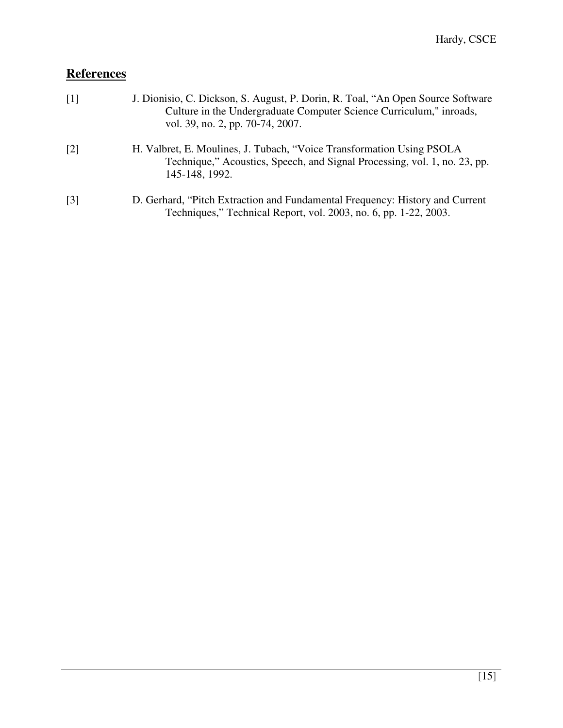## References

[1] J. Dionisio, C. Dickson, S. August, P. Dorin, R. Toal, "An Open Source Software Culture in the Undergraduate Computer Science Curriculum," inroads, vol. 39, no. 2, pp. 70-74, 2007.

[2] H. Valbret, E. Moulines, J. Tubach, "Voice Transformation Using PSOLA Technique," Acoustics, Speech, and Signal Processing, vol. 1, no. 23, pp. 145-148, 1992.

[3] D. Gerhard, "Pitch Extraction and Fundamental Frequency: History and Current Techniques," Technical Report, vol. 2003, no. 6, pp. 1-22, 2003.